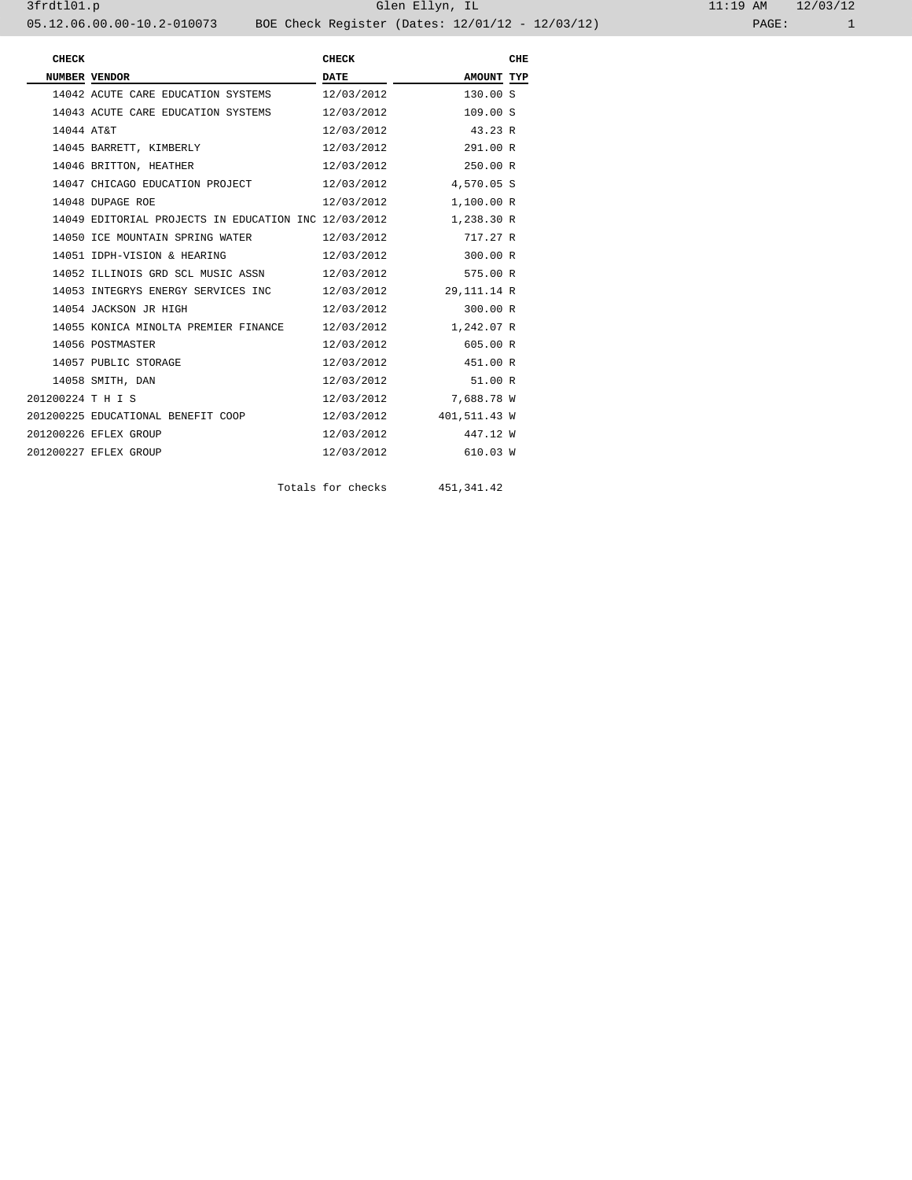3frdtl01.p Glen Ellyn, IL 11:19 AM 12/03/12

05.12.06.00.00-10.2-010073 BOE Check Register (Dates: 12/01/12 - 12/03/12)

| CHECK NUMBER | VENDOR | CHECK DATE | AMOUNT | CHE TYP |
|---|---|---|---|---|
| 14042 | ACUTE CARE EDUCATION SYSTEMS | 12/03/2012 | 130.00 | S |
| 14043 | ACUTE CARE EDUCATION SYSTEMS | 12/03/2012 | 109.00 | S |
| 14044 | AT&T | 12/03/2012 | 43.23 | R |
| 14045 | BARRETT, KIMBERLY | 12/03/2012 | 291.00 | R |
| 14046 | BRITTON, HEATHER | 12/03/2012 | 250.00 | R |
| 14047 | CHICAGO EDUCATION PROJECT | 12/03/2012 | 4,570.05 | S |
| 14048 | DUPAGE ROE | 12/03/2012 | 1,100.00 | R |
| 14049 | EDITORIAL PROJECTS IN EDUCATION INC | 12/03/2012 | 1,238.30 | R |
| 14050 | ICE MOUNTAIN SPRING WATER | 12/03/2012 | 717.27 | R |
| 14051 | IDPH-VISION & HEARING | 12/03/2012 | 300.00 | R |
| 14052 | ILLINOIS GRD SCL MUSIC ASSN | 12/03/2012 | 575.00 | R |
| 14053 | INTEGRYS ENERGY SERVICES INC | 12/03/2012 | 29,111.14 | R |
| 14054 | JACKSON JR HIGH | 12/03/2012 | 300.00 | R |
| 14055 | KONICA MINOLTA PREMIER FINANCE | 12/03/2012 | 1,242.07 | R |
| 14056 | POSTMASTER | 12/03/2012 | 605.00 | R |
| 14057 | PUBLIC STORAGE | 12/03/2012 | 451.00 | R |
| 14058 | SMITH, DAN | 12/03/2012 | 51.00 | R |
| 201200224 | T H I S | 12/03/2012 | 7,688.78 | W |
| 201200225 | EDUCATIONAL BENEFIT COOP | 12/03/2012 | 401,511.43 | W |
| 201200226 | EFLEX GROUP | 12/03/2012 | 447.12 | W |
| 201200227 | EFLEX GROUP | 12/03/2012 | 610.03 | W |
| | | Totals for checks | 451,341.42 | |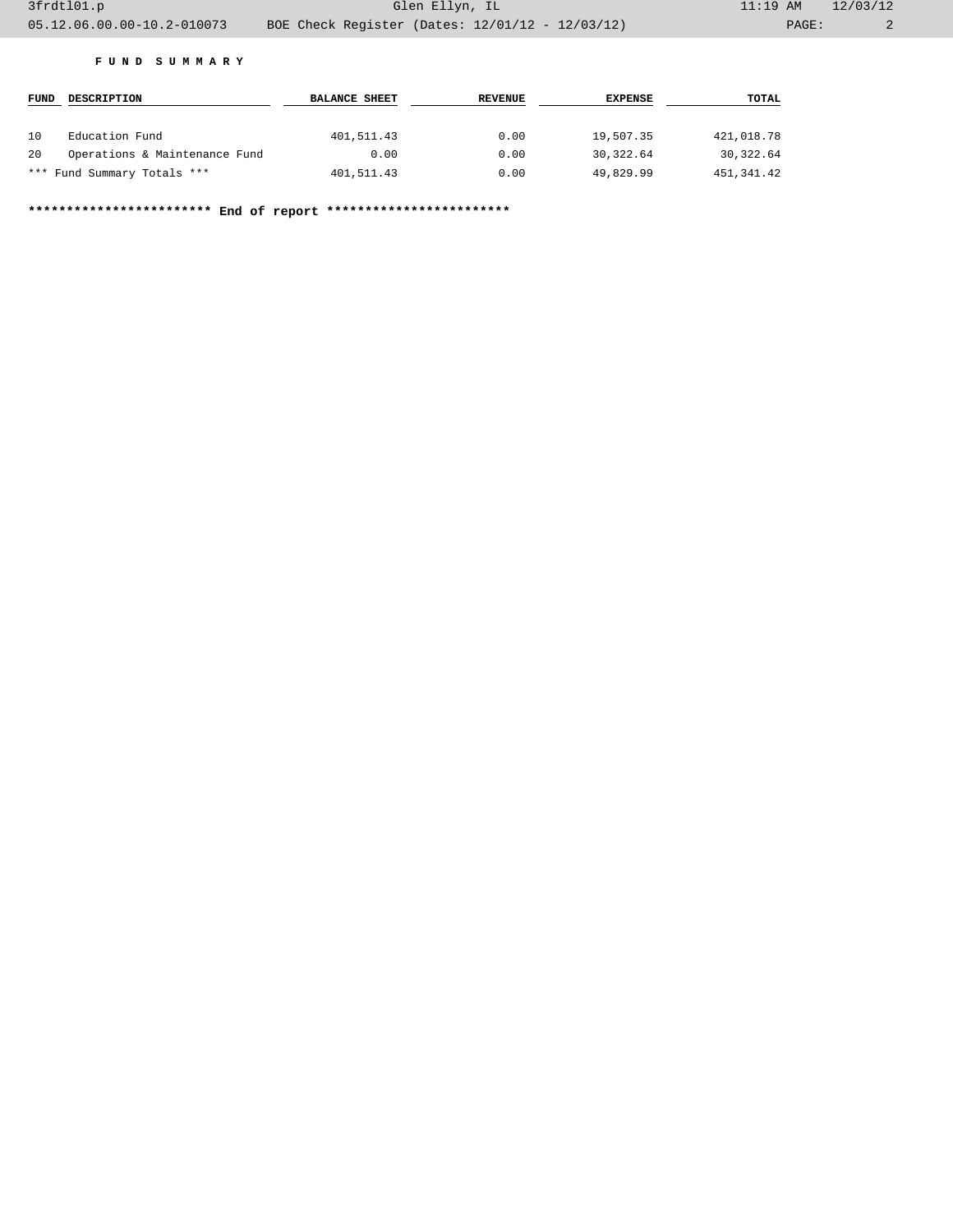**F U N D  S U M M A R Y**

| FUND | DESCRIPTION | BALANCE SHEET | REVENUE | EXPENSE | TOTAL |
|---|---|---|---|---|---|
| 10 | Education Fund | 401,511.43 | 0.00 | 19,507.35 | 421,018.78 |
| 20 | Operations & Maintenance Fund | 0.00 | 0.00 | 30,322.64 | 30,322.64 |
| *** Fund Summary Totals *** | | 401,511.43 | 0.00 | 49,829.99 | 451,341.42 |

**************************** End of report ****************************